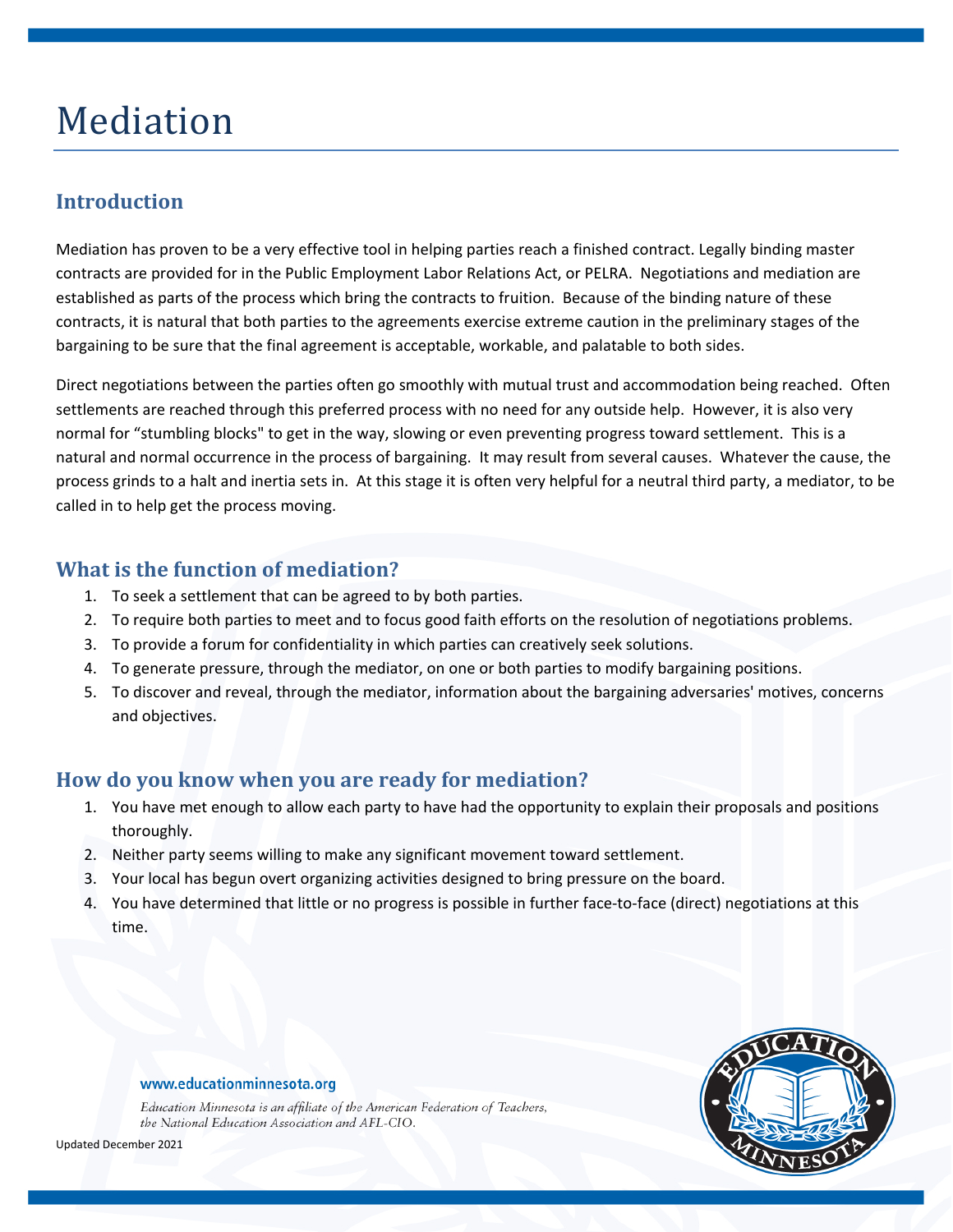# Mediation

## Introduction

Mediation has proven to be a very effective tool in helping parties reach a finished contract. Legally binding master contracts are provided for in the Public Employment Labor Relations Act, or PELRA. Negotiations and mediation are established as parts of the process which bring the contracts to fruition. Because of the binding nature of these contracts, it is natural that both parties to the agreements exercise extreme caution in the preliminary stages of the bargaining to be sure that the final agreement is acceptable, workable, and palatable to both sides.

Direct negotiations between the parties often go smoothly with mutual trust and accommodation being reached. Often settlements are reached through this preferred process with no need for any outside help. However, it is also very normal for “stumbling blocks" to get in the way, slowing or even preventing progress toward settlement. This is a natural and normal occurrence in the process of bargaining. It may result from several causes. Whatever the cause, the process grinds to a halt and inertia sets in. At this stage it is often very helpful for a neutral third party, a mediator, to be called in to help get the process moving.

## What is the function of mediation?

1. To seek a settlement that can be agreed to by both parties.
2. To require both parties to meet and to focus good faith efforts on the resolution of negotiations problems.
3. To provide a forum for confidentiality in which parties can creatively seek solutions.
4. To generate pressure, through the mediator, on one or both parties to modify bargaining positions.
5. To discover and reveal, through the mediator, information about the bargaining adversaries' motives, concerns and objectives.

## How do you know when you are ready for mediation?

1. You have met enough to allow each party to have had the opportunity to explain their proposals and positions thoroughly.
2. Neither party seems willing to make any significant movement toward settlement.
3. Your local has begun overt organizing activities designed to bring pressure on the board.
4. You have determined that little or no progress is possible in further face-to-face (direct) negotiations at this time.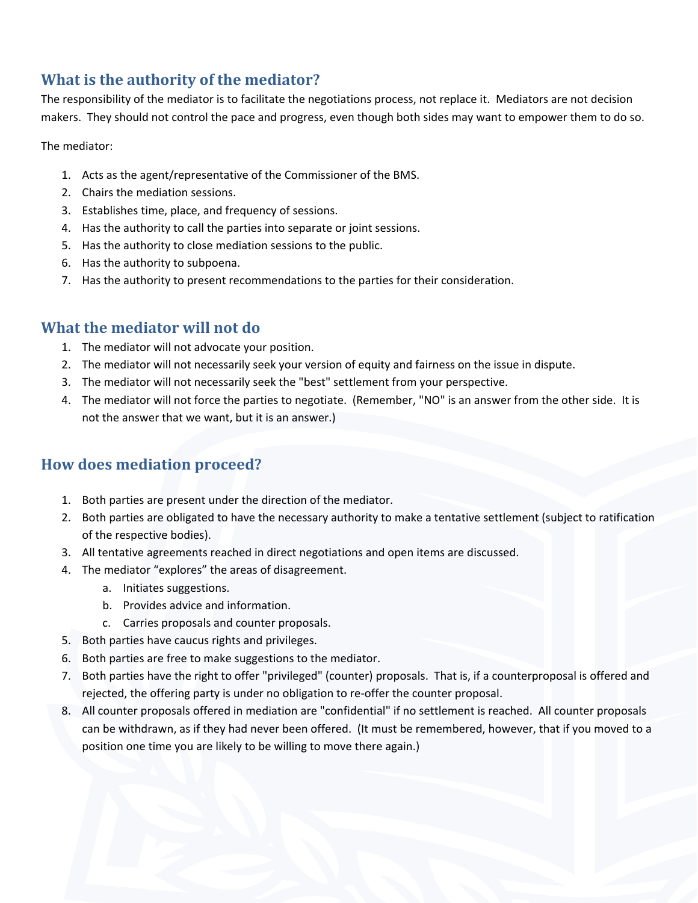## What is the authority of the mediator?

The responsibility of the mediator is to facilitate the negotiations process, not replace it. Mediators are not decision makers. They should not control the pace and progress, even though both sides may want to empower them to do so.

The mediator:

1. Acts as the agent/representative of the Commissioner of the BMS.
2. Chairs the mediation sessions.
3. Establishes time, place, and frequency of sessions.
4. Has the authority to call the parties into separate or joint sessions.
5. Has the authority to close mediation sessions to the public.
6. Has the authority to subpoena.
7. Has the authority to present recommendations to the parties for their consideration.

## What the mediator will not do

1. The mediator will not advocate your position.
2. The mediator will not necessarily seek your version of equity and fairness on the issue in dispute.
3. The mediator will not necessarily seek the "best" settlement from your perspective.
4. The mediator will not force the parties to negotiate. (Remember, "NO" is an answer from the other side. It is not the answer that we want, but it is an answer.)

## How does mediation proceed?

1. Both parties are present under the direction of the mediator.
2. Both parties are obligated to have the necessary authority to make a tentative settlement (subject to ratification of the respective bodies).
3. All tentative agreements reached in direct negotiations and open items are discussed.
4. The mediator "explores" the areas of disagreement.
   a. Initiates suggestions.
   b. Provides advice and information.
   c. Carries proposals and counter proposals.
5. Both parties have caucus rights and privileges.
6. Both parties are free to make suggestions to the mediator.
7. Both parties have the right to offer "privileged" (counter) proposals. That is, if a counterproposal is offered and rejected, the offering party is under no obligation to re-offer the counter proposal.
8. All counter proposals offered in mediation are "confidential" if no settlement is reached. All counter proposals can be withdrawn, as if they had never been offered. (It must be remembered, however, that if you moved to a position one time you are likely to be willing to move there again.)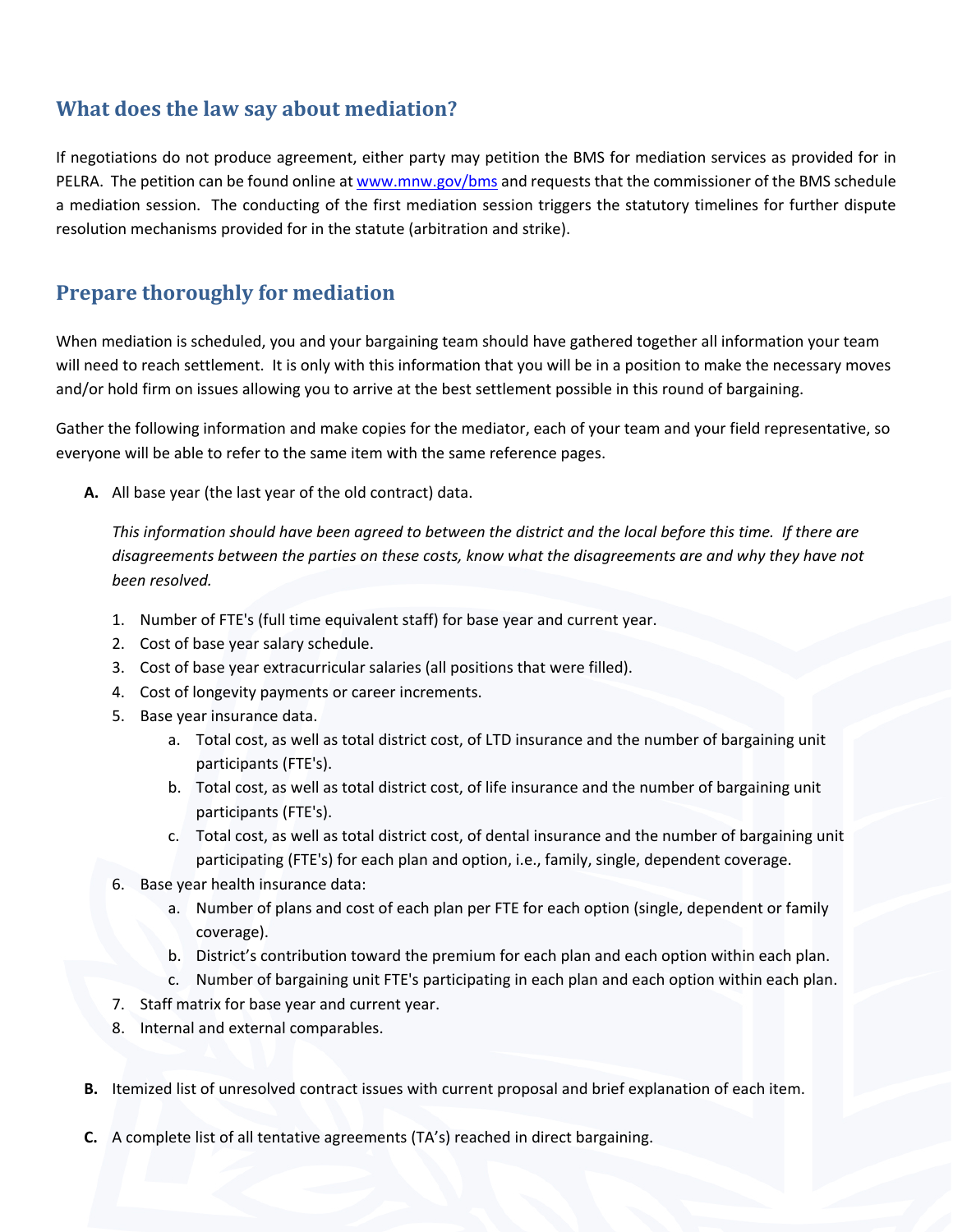## What does the law say about mediation?

If negotiations do not produce agreement, either party may petition the BMS for mediation services as provided for in PELRA. The petition can be found online at [www.mnw.gov/bms](www.mnw.gov/bms) and requests that the commissioner of the BMS schedule a mediation session. The conducting of the first mediation session triggers the statutory timelines for further dispute resolution mechanisms provided for in the statute (arbitration and strike).

## Prepare thoroughly for mediation

When mediation is scheduled, you and your bargaining team should have gathered together all information your team will need to reach settlement. It is only with this information that you will be in a position to make the necessary moves and/or hold firm on issues allowing you to arrive at the best settlement possible in this round of bargaining.

Gather the following information and make copies for the mediator, each of your team and your field representative, so everyone will be able to refer to the same item with the same reference pages.

**A.** All base year (the last year of the old contract) data.

*This information should have been agreed to between the district and the local before this time. If there are disagreements between the parties on these costs, know what the disagreements are and why they have not been resolved.*

1. Number of FTE's (full time equivalent staff) for base year and current year.
2. Cost of base year salary schedule.
3. Cost of base year extracurricular salaries (all positions that were filled).
4. Cost of longevity payments or career increments.
5. Base year insurance data.
    a. Total cost, as well as total district cost, of LTD insurance and the number of bargaining unit participants (FTE's).
    b. Total cost, as well as total district cost, of life insurance and the number of bargaining unit participants (FTE's).
    c. Total cost, as well as total district cost, of dental insurance and the number of bargaining unit participating (FTE's) for each plan and option, i.e., family, single, dependent coverage.
6. Base year health insurance data:
    a. Number of plans and cost of each plan per FTE for each option (single, dependent or family coverage).
    b. District's contribution toward the premium for each plan and each option within each plan.
    c. Number of bargaining unit FTE's participating in each plan and each option within each plan.
7. Staff matrix for base year and current year.
8. Internal and external comparables.

**B.** Itemized list of unresolved contract issues with current proposal and brief explanation of each item.

**C.** A complete list of all tentative agreements (TA's) reached in direct bargaining.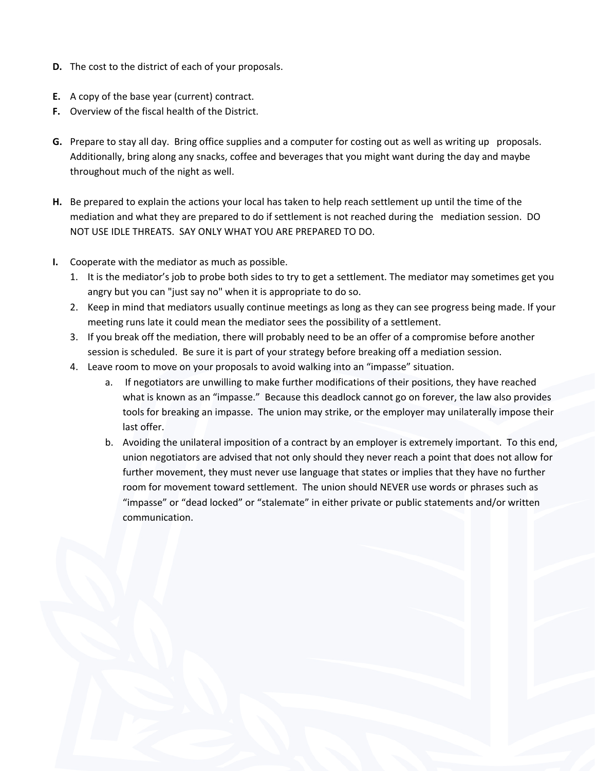**D.** The cost to the district of each of your proposals.

**E.** A copy of the base year (current) contract.

**F.** Overview of the fiscal health of the District.

**G.** Prepare to stay all day. Bring office supplies and a computer for costing out as well as writing up proposals. Additionally, bring along any snacks, coffee and beverages that you might want during the day and maybe throughout much of the night as well.

**H.** Be prepared to explain the actions your local has taken to help reach settlement up until the time of the mediation and what they are prepared to do if settlement is not reached during the mediation session. DO NOT USE IDLE THREATS. SAY ONLY WHAT YOU ARE PREPARED TO DO.

**I.** Cooperate with the mediator as much as possible.

1. It is the mediator's job to probe both sides to try to get a settlement. The mediator may sometimes get you angry but you can "just say no" when it is appropriate to do so.
2. Keep in mind that mediators usually continue meetings as long as they can see progress being made. If your meeting runs late it could mean the mediator sees the possibility of a settlement.
3. If you break off the mediation, there will probably need to be an offer of a compromise before another session is scheduled. Be sure it is part of your strategy before breaking off a mediation session.
4. Leave room to move on your proposals to avoid walking into an "impasse" situation.
   a. If negotiators are unwilling to make further modifications of their positions, they have reached what is known as an "impasse." Because this deadlock cannot go on forever, the law also provides tools for breaking an impasse. The union may strike, or the employer may unilaterally impose their last offer.
   b. Avoiding the unilateral imposition of a contract by an employer is extremely important. To this end, union negotiators are advised that not only should they never reach a point that does not allow for further movement, they must never use language that states or implies that they have no further room for movement toward settlement. The union should NEVER use words or phrases such as "impasse" or "dead locked" or "stalemate" in either private or public statements and/or written communication.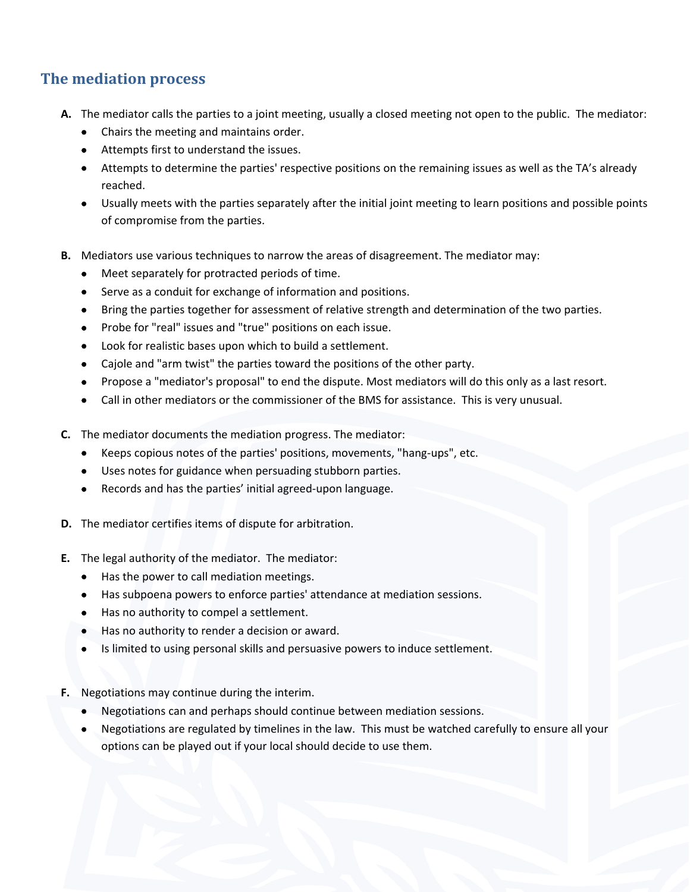## The mediation process

**A.** The mediator calls the parties to a joint meeting, usually a closed meeting not open to the public. The mediator:

- Chairs the meeting and maintains order.
- Attempts first to understand the issues.
- Attempts to determine the parties' respective positions on the remaining issues as well as the TA's already reached.
- Usually meets with the parties separately after the initial joint meeting to learn positions and possible points of compromise from the parties.

**B.** Mediators use various techniques to narrow the areas of disagreement. The mediator may:

- Meet separately for protracted periods of time.
- Serve as a conduit for exchange of information and positions.
- Bring the parties together for assessment of relative strength and determination of the two parties.
- Probe for "real" issues and "true" positions on each issue.
- Look for realistic bases upon which to build a settlement.
- Cajole and "arm twist" the parties toward the positions of the other party.
- Propose a "mediator's proposal" to end the dispute. Most mediators will do this only as a last resort.
- Call in other mediators or the commissioner of the BMS for assistance. This is very unusual.

**C.** The mediator documents the mediation progress. The mediator:

- Keeps copious notes of the parties' positions, movements, "hang-ups", etc.
- Uses notes for guidance when persuading stubborn parties.
- Records and has the parties' initial agreed-upon language.

**D.** The mediator certifies items of dispute for arbitration.

**E.** The legal authority of the mediator. The mediator:

- Has the power to call mediation meetings.
- Has subpoena powers to enforce parties' attendance at mediation sessions.
- Has no authority to compel a settlement.
- Has no authority to render a decision or award.
- Is limited to using personal skills and persuasive powers to induce settlement.

**F.** Negotiations may continue during the interim.

- Negotiations can and perhaps should continue between mediation sessions.
- Negotiations are regulated by timelines in the law. This must be watched carefully to ensure all your options can be played out if your local should decide to use them.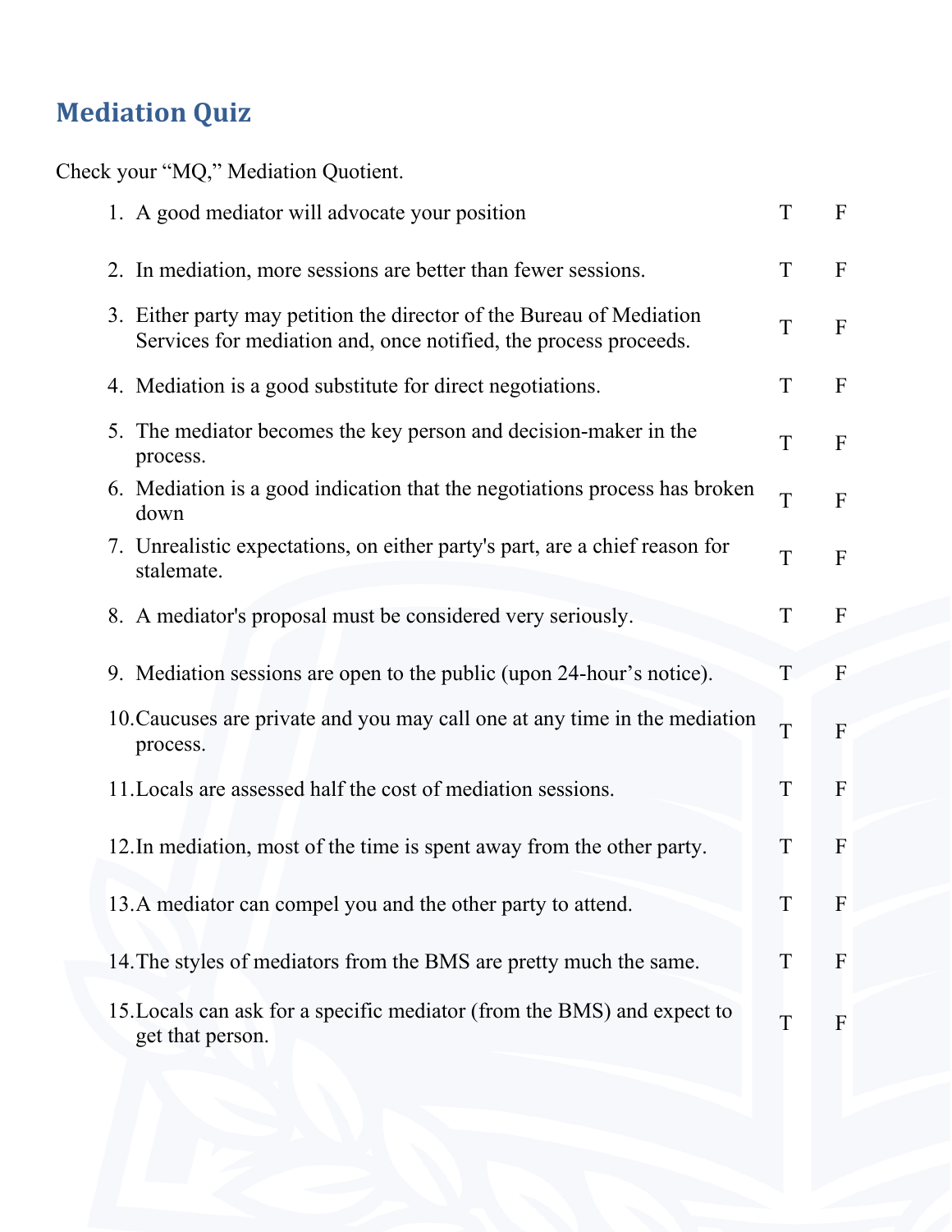## Mediation Quiz

Check your "MQ," Mediation Quotient.

| | | |
|---|---|---|
| 1. A good mediator will advocate your position | T | F |
| 2. In mediation, more sessions are better than fewer sessions. | T | F |
| 3. Either party may petition the director of the Bureau of Mediation Services for mediation and, once notified, the process proceeds. | T | F |
| 4. Mediation is a good substitute for direct negotiations. | T | F |
| 5. The mediator becomes the key person and decision-maker in the process. | T | F |
| 6. Mediation is a good indication that the negotiations process has broken down | T | F |
| 7. Unrealistic expectations, on either party's part, are a chief reason for stalemate. | T | F |
| 8. A mediator's proposal must be considered very seriously. | T | F |
| 9. Mediation sessions are open to the public (upon 24-hour's notice). | T | F |
| 10. Caucuses are private and you may call one at any time in the mediation process. | T | F |
| 11. Locals are assessed half the cost of mediation sessions. | T | F |
| 12. In mediation, most of the time is spent away from the other party. | T | F |
| 13. A mediator can compel you and the other party to attend. | T | F |
| 14. The styles of mediators from the BMS are pretty much the same. | T | F |
| 15. Locals can ask for a specific mediator (from the BMS) and expect to get that person. | T | F |